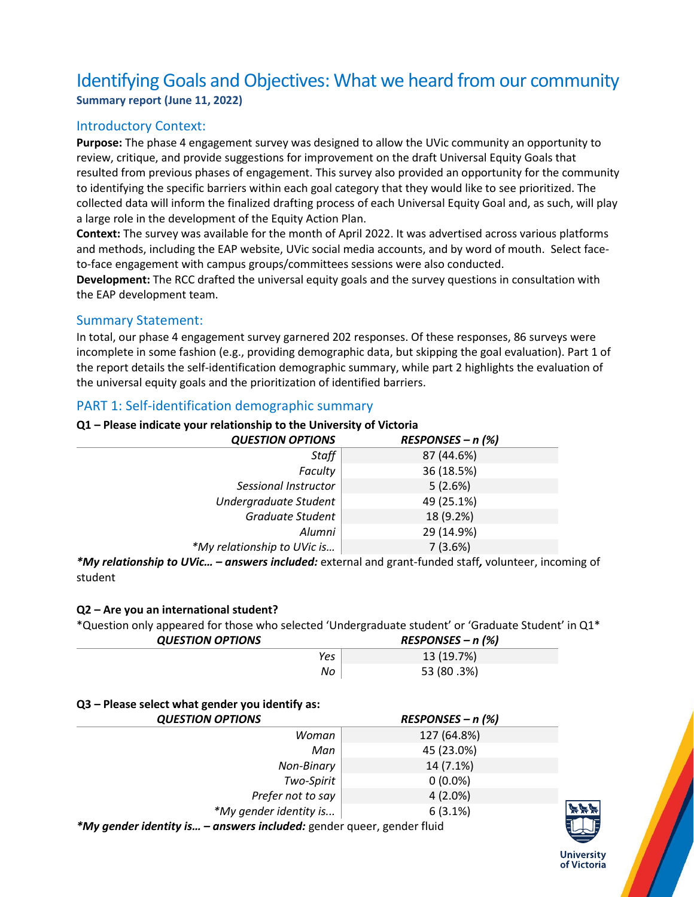# Identifying Goals and Objectives: What we heard from our community

**Summary report (June 11, 2022)**

## Introductory Context:

**Purpose:** The phase 4 engagement survey was designed to allow the UVic community an opportunity to review, critique, and provide suggestions for improvement on the draft Universal Equity Goals that resulted from previous phases of engagement. This survey also provided an opportunity for the community to identifying the specific barriers within each goal category that they would like to see prioritized. The collected data will inform the finalized drafting process of each Universal Equity Goal and, as such, will play a large role in the development of the Equity Action Plan.

**Context:** The survey was available for the month of April 2022. It was advertised across various platforms and methods, including the EAP website, UVic social media accounts, and by word of mouth. Select face-to-face engagement with campus groups/committees sessions were also conducted.

**Development:** The RCC drafted the universal equity goals and the survey questions in consultation with the EAP development team.

## Summary Statement:

In total, our phase 4 engagement survey garnered 202 responses. Of these responses, 86 surveys were incomplete in some fashion (e.g., providing demographic data, but skipping the goal evaluation). Part 1 of the report details the self-identification demographic summary, while part 2 highlights the evaluation of the universal equity goals and the prioritization of identified barriers.

## PART 1: Self-identification demographic summary

**Q1 – Please indicate your relationship to the University of Victoria**

| *QUESTION OPTIONS* | *RESPONSES – n (%)* |
|---|---|
| *Staff* | 87 (44.6%) |
| *Faculty* | 36 (18.5%) |
| *Sessional Instructor* | 5 (2.6%) |
| *Undergraduate Student* | 49 (25.1%) |
| *Graduate Student* | 18 (9.2%) |
| *Alumni* | 29 (14.9%) |
| *\*My relationship to UVic is…* | 7 (3.6%) |

***\*My relationship to UVic… – answers included:*** external and grant-funded staff***,*** volunteer, incoming of student

**Q2 – Are you an international student?**

\*Question only appeared for those who selected 'Undergraduate student' or 'Graduate Student' in Q1\*

| *QUESTION OPTIONS* | *RESPONSES – n (%)* |
|---|---|
| *Yes* | 13 (19.7%) |
| *No* | 53 (80 .3%) |

**Q3 – Please select what gender you identify as:**

| *QUESTION OPTIONS* | *RESPONSES – n (%)* |
|---|---|
| *Woman* | 127 (64.8%) |
| *Man* | 45 (23.0%) |
| *Non-Binary* | 14 (7.1%) |
| *Two-Spirit* | 0 (0.0%) |
| *Prefer not to say* | 4 (2.0%) |
| *\*My gender identity is...* | 6 (3.1%) |

***\*My gender identity is… – answers included:*** gender queer, gender fluid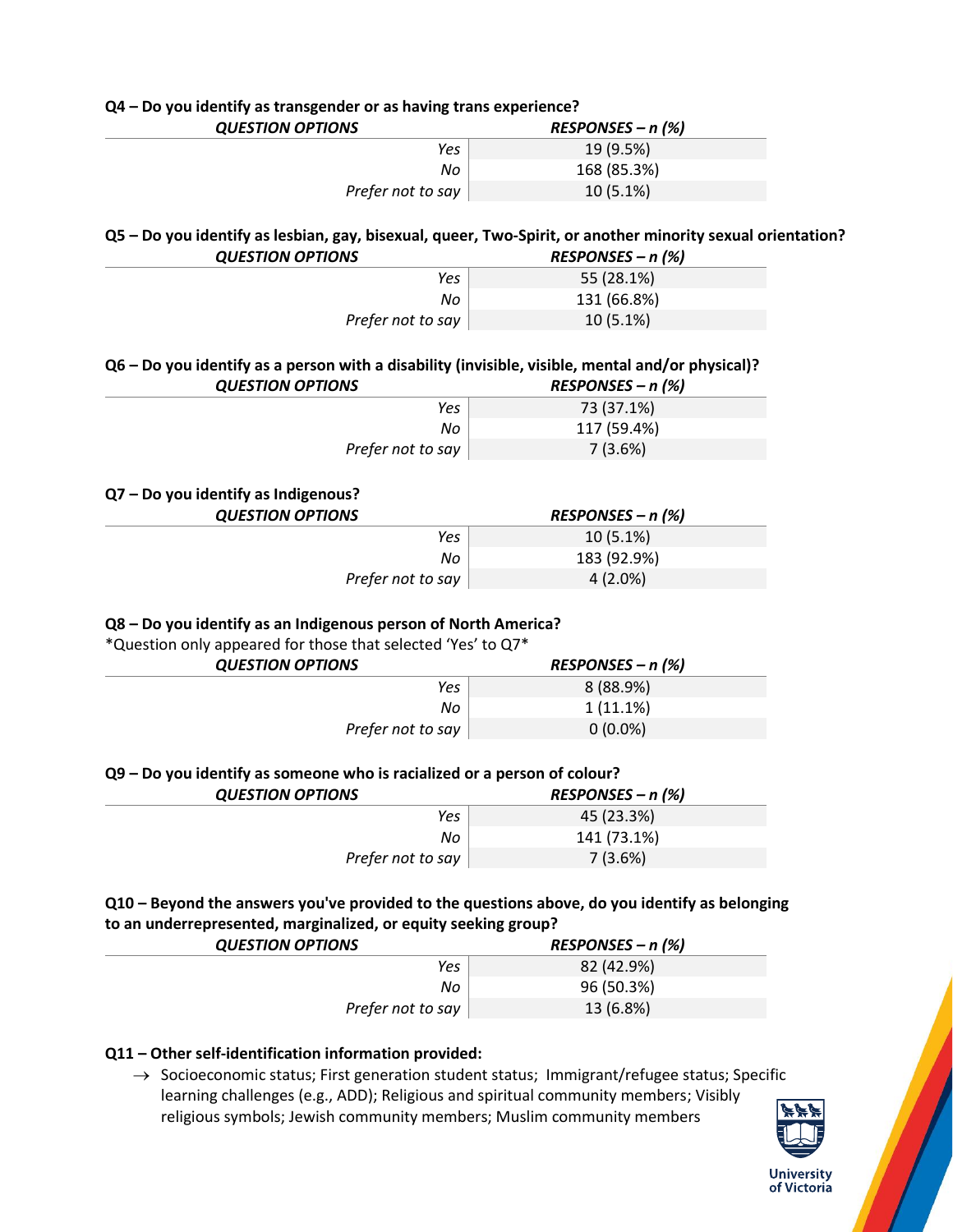**Q4 – Do you identify as transgender or as having trans experience?**

| *QUESTION OPTIONS* | *RESPONSES – n (%)* |
|---|---|
| *Yes* | 19 (9.5%) |
| *No* | 168 (85.3%) |
| *Prefer not to say* | 10 (5.1%) |

**Q5 – Do you identify as lesbian, gay, bisexual, queer, Two-Spirit, or another minority sexual orientation?**

| *QUESTION OPTIONS* | *RESPONSES – n (%)* |
|---|---|
| *Yes* | 55 (28.1%) |
| *No* | 131 (66.8%) |
| *Prefer not to say* | 10 (5.1%) |

**Q6 – Do you identify as a person with a disability (invisible, visible, mental and/or physical)?**

| *QUESTION OPTIONS* | *RESPONSES – n (%)* |
|---|---|
| *Yes* | 73 (37.1%) |
| *No* | 117 (59.4%) |
| *Prefer not to say* | 7 (3.6%) |

**Q7 – Do you identify as Indigenous?**

| *QUESTION OPTIONS* | *RESPONSES – n (%)* |
|---|---|
| *Yes* | 10 (5.1%) |
| *No* | 183 (92.9%) |
| *Prefer not to say* | 4 (2.0%) |

**Q8 – Do you identify as an Indigenous person of North America?**

*Question only appeared for those that selected 'Yes' to Q7*

| *QUESTION OPTIONS* | *RESPONSES – n (%)* |
|---|---|
| *Yes* | 8 (88.9%) |
| *No* | 1 (11.1%) |
| *Prefer not to say* | 0 (0.0%) |

**Q9 – Do you identify as someone who is racialized or a person of colour?**

| *QUESTION OPTIONS* | *RESPONSES – n (%)* |
|---|---|
| *Yes* | 45 (23.3%) |
| *No* | 141 (73.1%) |
| *Prefer not to say* | 7 (3.6%) |

**Q10 – Beyond the answers you've provided to the questions above, do you identify as belonging to an underrepresented, marginalized, or equity seeking group?**

| *QUESTION OPTIONS* | *RESPONSES – n (%)* |
|---|---|
| *Yes* | 82 (42.9%) |
| *No* | 96 (50.3%) |
| *Prefer not to say* | 13 (6.8%) |

**Q11 – Other self-identification information provided:**

→ Socioeconomic status; First generation student status; Immigrant/refugee status; Specific learning challenges (e.g., ADD); Religious and spiritual community members; Visibly religious symbols; Jewish community members; Muslim community members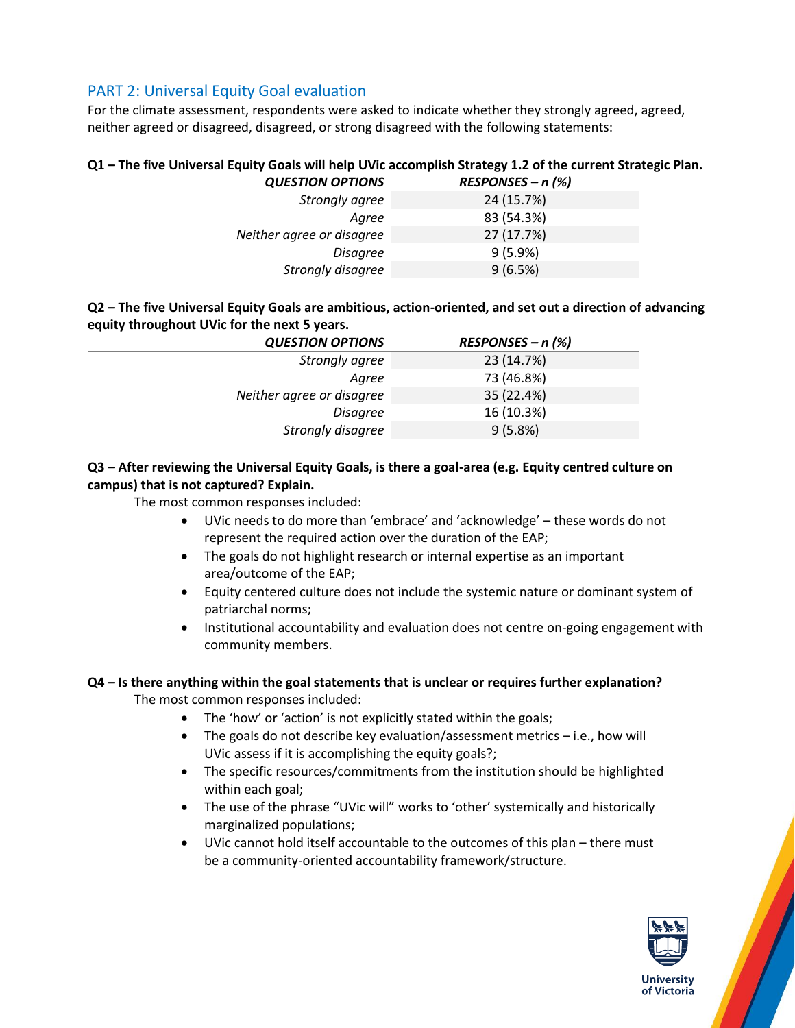## PART 2: Universal Equity Goal evaluation

For the climate assessment, respondents were asked to indicate whether they strongly agreed, agreed, neither agreed or disagreed, disagreed, or strong disagreed with the following statements:

**Q1 – The five Universal Equity Goals will help UVic accomplish Strategy 1.2 of the current Strategic Plan.**

| *QUESTION OPTIONS* | *RESPONSES – n (%)* |
|---|---|
| *Strongly agree* | 24 (15.7%) |
| *Agree* | 83 (54.3%) |
| *Neither agree or disagree* | 27 (17.7%) |
| *Disagree* | 9 (5.9%) |
| *Strongly disagree* | 9 (6.5%) |

**Q2 – The five Universal Equity Goals are ambitious, action-oriented, and set out a direction of advancing equity throughout UVic for the next 5 years.**

| *QUESTION OPTIONS* | *RESPONSES – n (%)* |
|---|---|
| *Strongly agree* | 23 (14.7%) |
| *Agree* | 73 (46.8%) |
| *Neither agree or disagree* | 35 (22.4%) |
| *Disagree* | 16 (10.3%) |
| *Strongly disagree* | 9 (5.8%) |

**Q3 – After reviewing the Universal Equity Goals, is there a goal-area (e.g. Equity centred culture on campus) that is not captured? Explain.**

The most common responses included:

- UVic needs to do more than 'embrace' and 'acknowledge' – these words do not represent the required action over the duration of the EAP;
- The goals do not highlight research or internal expertise as an important area/outcome of the EAP;
- Equity centered culture does not include the systemic nature or dominant system of patriarchal norms;
- Institutional accountability and evaluation does not centre on-going engagement with community members.

**Q4 – Is there anything within the goal statements that is unclear or requires further explanation?**

The most common responses included:

- The 'how' or 'action' is not explicitly stated within the goals;
- The goals do not describe key evaluation/assessment metrics – i.e., how will UVic assess if it is accomplishing the equity goals?;
- The specific resources/commitments from the institution should be highlighted within each goal;
- The use of the phrase "UVic will" works to 'other' systemically and historically marginalized populations;
- UVic cannot hold itself accountable to the outcomes of this plan – there must be a community-oriented accountability framework/structure.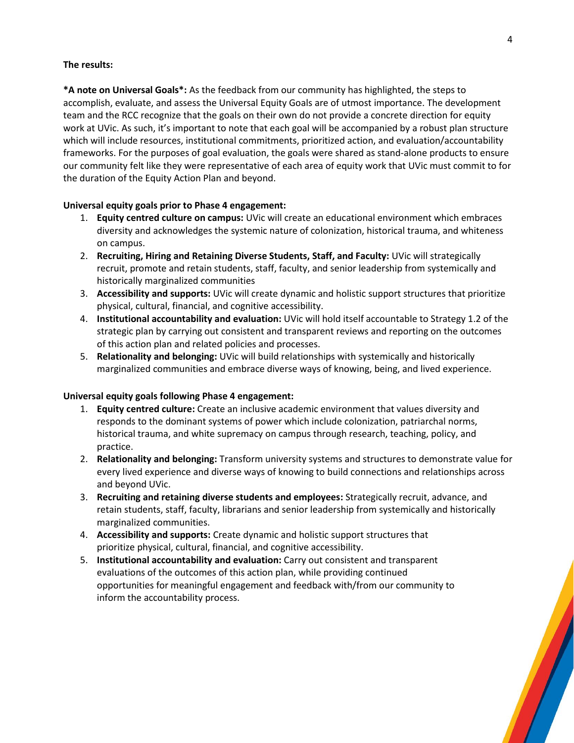**The results:**

***A note on Universal Goals*:** As the feedback from our community has highlighted, the steps to accomplish, evaluate, and assess the Universal Equity Goals are of utmost importance. The development team and the RCC recognize that the goals on their own do not provide a concrete direction for equity work at UVic. As such, it's important to note that each goal will be accompanied by a robust plan structure which will include resources, institutional commitments, prioritized action, and evaluation/accountability frameworks. For the purposes of goal evaluation, the goals were shared as stand-alone products to ensure our community felt like they were representative of each area of equity work that UVic must commit to for the duration of the Equity Action Plan and beyond.

**Universal equity goals prior to Phase 4 engagement:**

1. **Equity centred culture on campus:** UVic will create an educational environment which embraces diversity and acknowledges the systemic nature of colonization, historical trauma, and whiteness on campus.
2. **Recruiting, Hiring and Retaining Diverse Students, Staff, and Faculty:** UVic will strategically recruit, promote and retain students, staff, faculty, and senior leadership from systemically and historically marginalized communities
3. **Accessibility and supports:** UVic will create dynamic and holistic support structures that prioritize physical, cultural, financial, and cognitive accessibility.
4. **Institutional accountability and evaluation:** UVic will hold itself accountable to Strategy 1.2 of the strategic plan by carrying out consistent and transparent reviews and reporting on the outcomes of this action plan and related policies and processes.
5. **Relationality and belonging:** UVic will build relationships with systemically and historically marginalized communities and embrace diverse ways of knowing, being, and lived experience.

**Universal equity goals following Phase 4 engagement:**

1. **Equity centred culture:** Create an inclusive academic environment that values diversity and responds to the dominant systems of power which include colonization, patriarchal norms, historical trauma, and white supremacy on campus through research, teaching, policy, and practice.
2. **Relationality and belonging:** Transform university systems and structures to demonstrate value for every lived experience and diverse ways of knowing to build connections and relationships across and beyond UVic.
3. **Recruiting and retaining diverse students and employees:** Strategically recruit, advance, and retain students, staff, faculty, librarians and senior leadership from systemically and historically marginalized communities.
4. **Accessibility and supports:** Create dynamic and holistic support structures that prioritize physical, cultural, financial, and cognitive accessibility.
5. **Institutional accountability and evaluation:** Carry out consistent and transparent evaluations of the outcomes of this action plan, while providing continued opportunities for meaningful engagement and feedback with/from our community to inform the accountability process.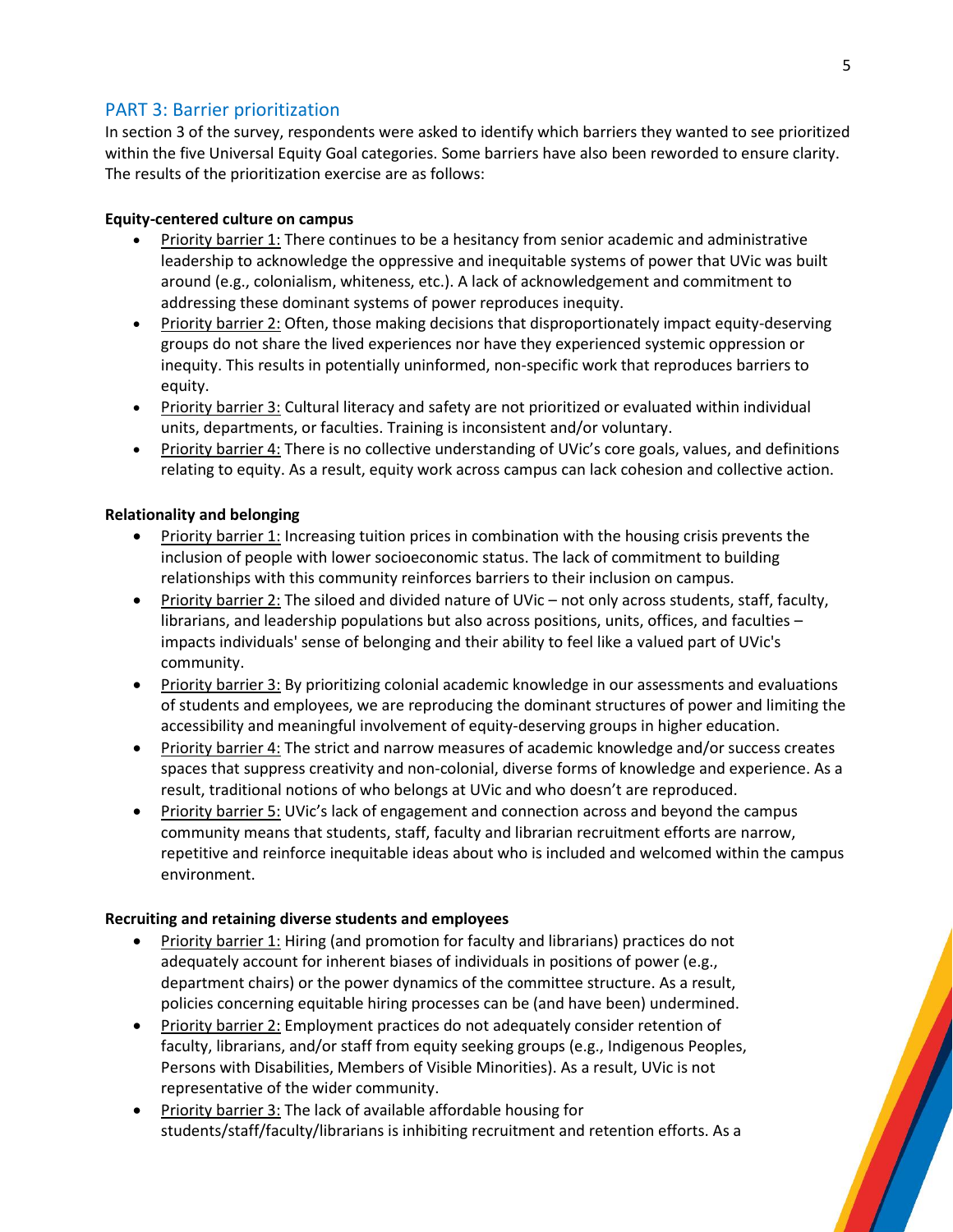## PART 3: Barrier prioritization

In section 3 of the survey, respondents were asked to identify which barriers they wanted to see prioritized within the five Universal Equity Goal categories. Some barriers have also been reworded to ensure clarity. The results of the prioritization exercise are as follows:

**Equity-centered culture on campus**

- Priority barrier 1: There continues to be a hesitancy from senior academic and administrative leadership to acknowledge the oppressive and inequitable systems of power that UVic was built around (e.g., colonialism, whiteness, etc.). A lack of acknowledgement and commitment to addressing these dominant systems of power reproduces inequity.
- Priority barrier 2: Often, those making decisions that disproportionately impact equity-deserving groups do not share the lived experiences nor have they experienced systemic oppression or inequity. This results in potentially uninformed, non-specific work that reproduces barriers to equity.
- Priority barrier 3: Cultural literacy and safety are not prioritized or evaluated within individual units, departments, or faculties. Training is inconsistent and/or voluntary.
- Priority barrier 4: There is no collective understanding of UVic's core goals, values, and definitions relating to equity. As a result, equity work across campus can lack cohesion and collective action.

**Relationality and belonging**

- Priority barrier 1: Increasing tuition prices in combination with the housing crisis prevents the inclusion of people with lower socioeconomic status. The lack of commitment to building relationships with this community reinforces barriers to their inclusion on campus.
- Priority barrier 2: The siloed and divided nature of UVic – not only across students, staff, faculty, librarians, and leadership populations but also across positions, units, offices, and faculties – impacts individuals' sense of belonging and their ability to feel like a valued part of UVic's community.
- Priority barrier 3: By prioritizing colonial academic knowledge in our assessments and evaluations of students and employees, we are reproducing the dominant structures of power and limiting the accessibility and meaningful involvement of equity-deserving groups in higher education.
- Priority barrier 4: The strict and narrow measures of academic knowledge and/or success creates spaces that suppress creativity and non-colonial, diverse forms of knowledge and experience. As a result, traditional notions of who belongs at UVic and who doesn't are reproduced.
- Priority barrier 5: UVic's lack of engagement and connection across and beyond the campus community means that students, staff, faculty and librarian recruitment efforts are narrow, repetitive and reinforce inequitable ideas about who is included and welcomed within the campus environment.

**Recruiting and retaining diverse students and employees**

- Priority barrier 1: Hiring (and promotion for faculty and librarians) practices do not adequately account for inherent biases of individuals in positions of power (e.g., department chairs) or the power dynamics of the committee structure. As a result, policies concerning equitable hiring processes can be (and have been) undermined.
- Priority barrier 2: Employment practices do not adequately consider retention of faculty, librarians, and/or staff from equity seeking groups (e.g., Indigenous Peoples, Persons with Disabilities, Members of Visible Minorities). As a result, UVic is not representative of the wider community.
- Priority barrier 3: The lack of available affordable housing for students/staff/faculty/librarians is inhibiting recruitment and retention efforts. As a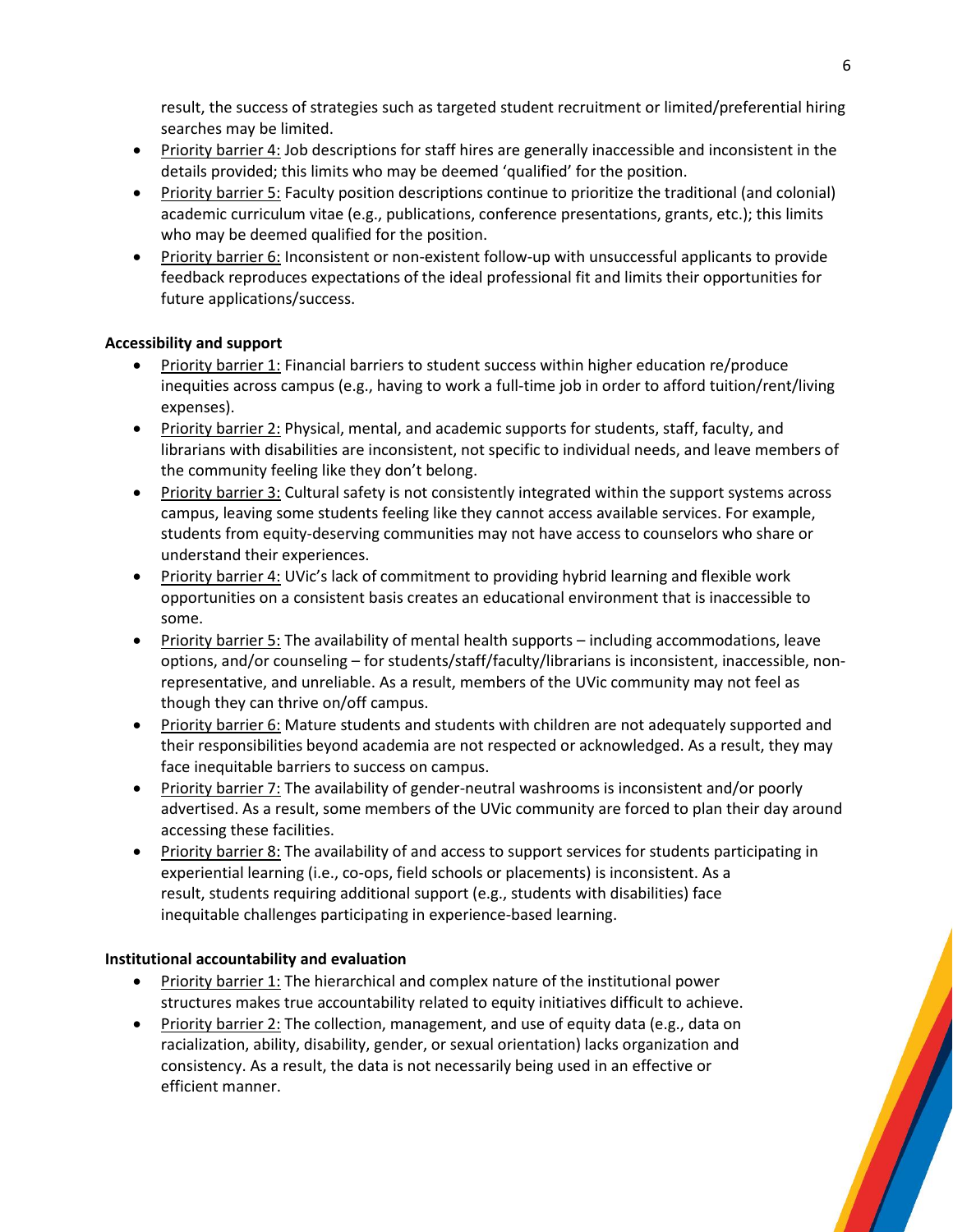result, the success of strategies such as targeted student recruitment or limited/preferential hiring searches may be limited.

- Priority barrier 4: Job descriptions for staff hires are generally inaccessible and inconsistent in the details provided; this limits who may be deemed 'qualified' for the position.
- Priority barrier 5: Faculty position descriptions continue to prioritize the traditional (and colonial) academic curriculum vitae (e.g., publications, conference presentations, grants, etc.); this limits who may be deemed qualified for the position.
- Priority barrier 6: Inconsistent or non-existent follow-up with unsuccessful applicants to provide feedback reproduces expectations of the ideal professional fit and limits their opportunities for future applications/success.

**Accessibility and support**

- Priority barrier 1: Financial barriers to student success within higher education re/produce inequities across campus (e.g., having to work a full-time job in order to afford tuition/rent/living expenses).
- Priority barrier 2: Physical, mental, and academic supports for students, staff, faculty, and librarians with disabilities are inconsistent, not specific to individual needs, and leave members of the community feeling like they don't belong.
- Priority barrier 3: Cultural safety is not consistently integrated within the support systems across campus, leaving some students feeling like they cannot access available services. For example, students from equity-deserving communities may not have access to counselors who share or understand their experiences.
- Priority barrier 4: UVic's lack of commitment to providing hybrid learning and flexible work opportunities on a consistent basis creates an educational environment that is inaccessible to some.
- Priority barrier 5: The availability of mental health supports – including accommodations, leave options, and/or counseling – for students/staff/faculty/librarians is inconsistent, inaccessible, non-representative, and unreliable. As a result, members of the UVic community may not feel as though they can thrive on/off campus.
- Priority barrier 6: Mature students and students with children are not adequately supported and their responsibilities beyond academia are not respected or acknowledged. As a result, they may face inequitable barriers to success on campus.
- Priority barrier 7: The availability of gender-neutral washrooms is inconsistent and/or poorly advertised. As a result, some members of the UVic community are forced to plan their day around accessing these facilities.
- Priority barrier 8: The availability of and access to support services for students participating in experiential learning (i.e., co-ops, field schools or placements) is inconsistent. As a result, students requiring additional support (e.g., students with disabilities) face inequitable challenges participating in experience-based learning.

**Institutional accountability and evaluation**

- Priority barrier 1: The hierarchical and complex nature of the institutional power structures makes true accountability related to equity initiatives difficult to achieve.
- Priority barrier 2: The collection, management, and use of equity data (e.g., data on racialization, ability, disability, gender, or sexual orientation) lacks organization and consistency. As a result, the data is not necessarily being used in an effective or efficient manner.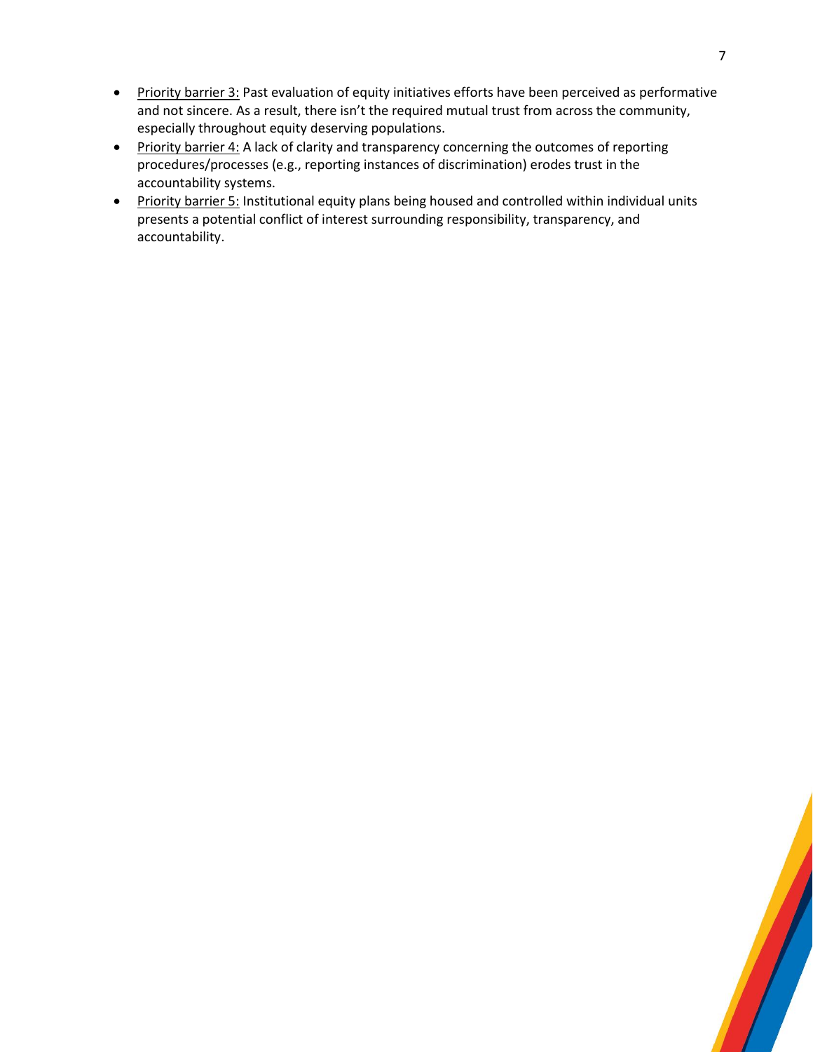- Priority barrier 3: Past evaluation of equity initiatives efforts have been perceived as performative and not sincere. As a result, there isn't the required mutual trust from across the community, especially throughout equity deserving populations.
- Priority barrier 4: A lack of clarity and transparency concerning the outcomes of reporting procedures/processes (e.g., reporting instances of discrimination) erodes trust in the accountability systems.
- Priority barrier 5: Institutional equity plans being housed and controlled within individual units presents a potential conflict of interest surrounding responsibility, transparency, and accountability.